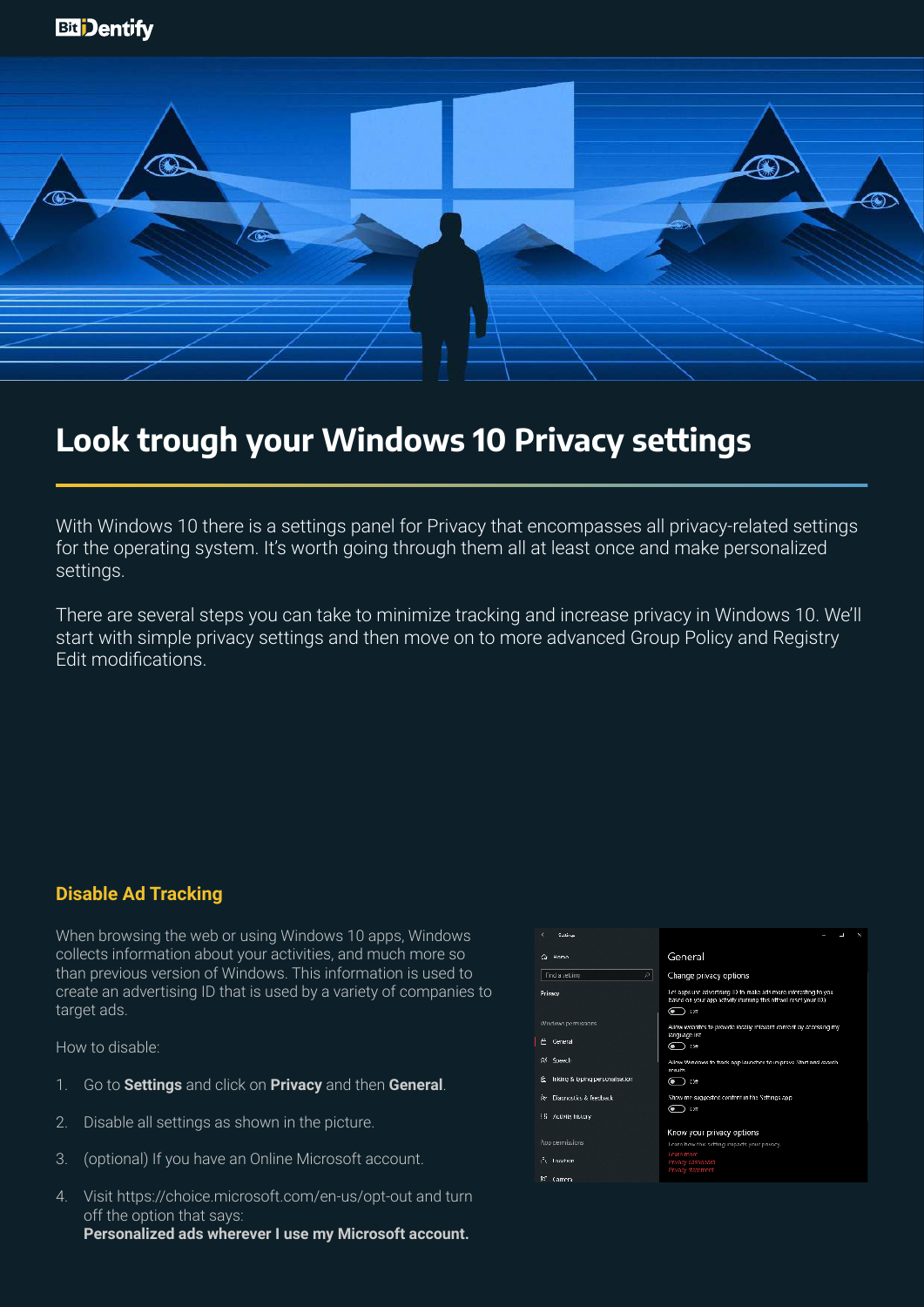# Look trough your Windows 10 Privacy settings

With Windows 10 there is a settings panel for Privacy that encompasses all privacy-related settings for the operating system. It's worth going through them all at least once and make personalized settings.

There are several steps you can take to minimize tracking and increase privacy in Windows 10. We'll start with simple privacy settings and then move on to more advanced Group Policy and Registry Edit modifications.

## Disable Ad Tracking

When browsing the web or using Windows 10 apps, Windows collects information about your activities, and much more so than previous version of Windows. This information is used to create an advertising ID that is used by a variety of companies to target ads.

How to disable:

1. Go to **Settings** and click on **Privacy** and then **General**.
2. Disable all settings as shown in the picture.
3. (optional) If you have an Online Microsoft account.
4. Visit https://choice.microsoft.com/en-us/opt-out and turn off the option that says:
   **Personalized ads wherever I use my Microsoft account.**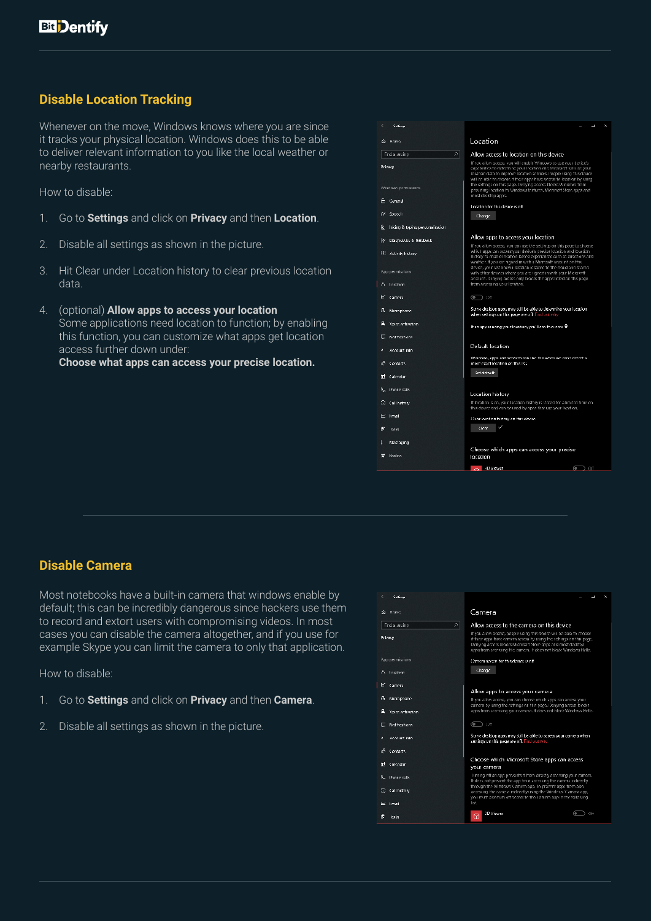## Disable Location Tracking

Whenever on the move, Windows knows where you are since it tracks your physical location. Windows does this to be able to deliver relevant information to you like the local weather or nearby restaurants.

How to disable:

1. Go to **Settings** and click on **Privacy** and then **Location**.
2. Disable all settings as shown in the picture.
3. Hit Clear under Location history to clear previous location data.
4. (optional) **Allow apps to access your location**
   Some applications need location to function; by enabling this function, you can customize what apps get location access further down under:
   **Choose what apps can access your precise location.**

## Disable Camera

Most notebooks have a built-in camera that windows enable by default; this can be incredibly dangerous since hackers use them to record and extort users with compromising videos. In most cases you can disable the camera altogether, and if you use for example Skype you can limit the camera to only that application.

How to disable:

1. Go to **Settings** and click on **Privacy** and then **Camera**.
2. Disable all settings as shown in the picture.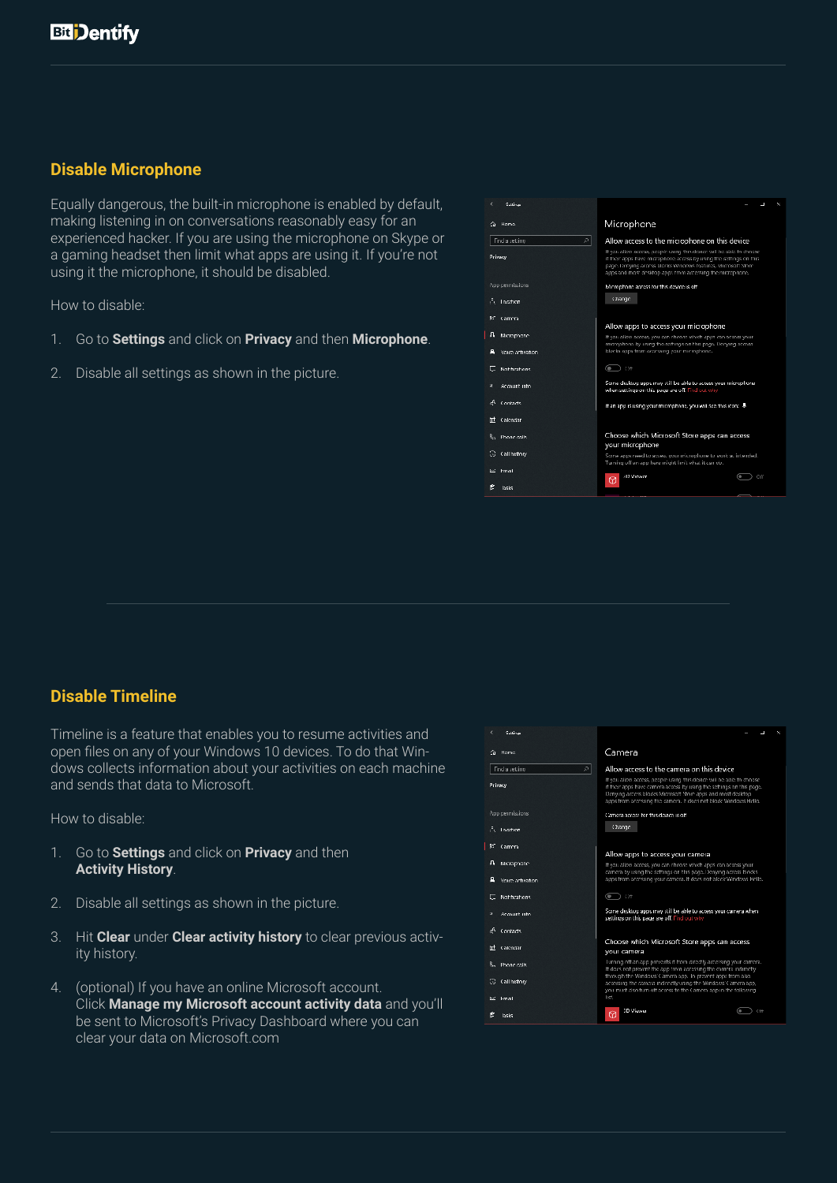## Disable Microphone

Equally dangerous, the built-in microphone is enabled by default, making listening in on conversations reasonably easy for an experienced hacker. If you are using the microphone on Skype or a gaming headset then limit what apps are using it. If you're not using it the microphone, it should be disabled.

How to disable:

1. Go to **Settings** and click on **Privacy** and then **Microphone**.
2. Disable all settings as shown in the picture.

## Disable Timeline

Timeline is a feature that enables you to resume activities and open files on any of your Windows 10 devices. To do that Windows collects information about your activities on each machine and sends that data to Microsoft.

How to disable:

1. Go to **Settings** and click on **Privacy** and then **Activity History**.
2. Disable all settings as shown in the picture.
3. Hit **Clear** under **Clear activity history** to clear previous activity history.
4. (optional) If you have an online Microsoft account. Click **Manage my Microsoft account activity data** and you'll be sent to Microsoft's Privacy Dashboard where you can clear your data on Microsoft.com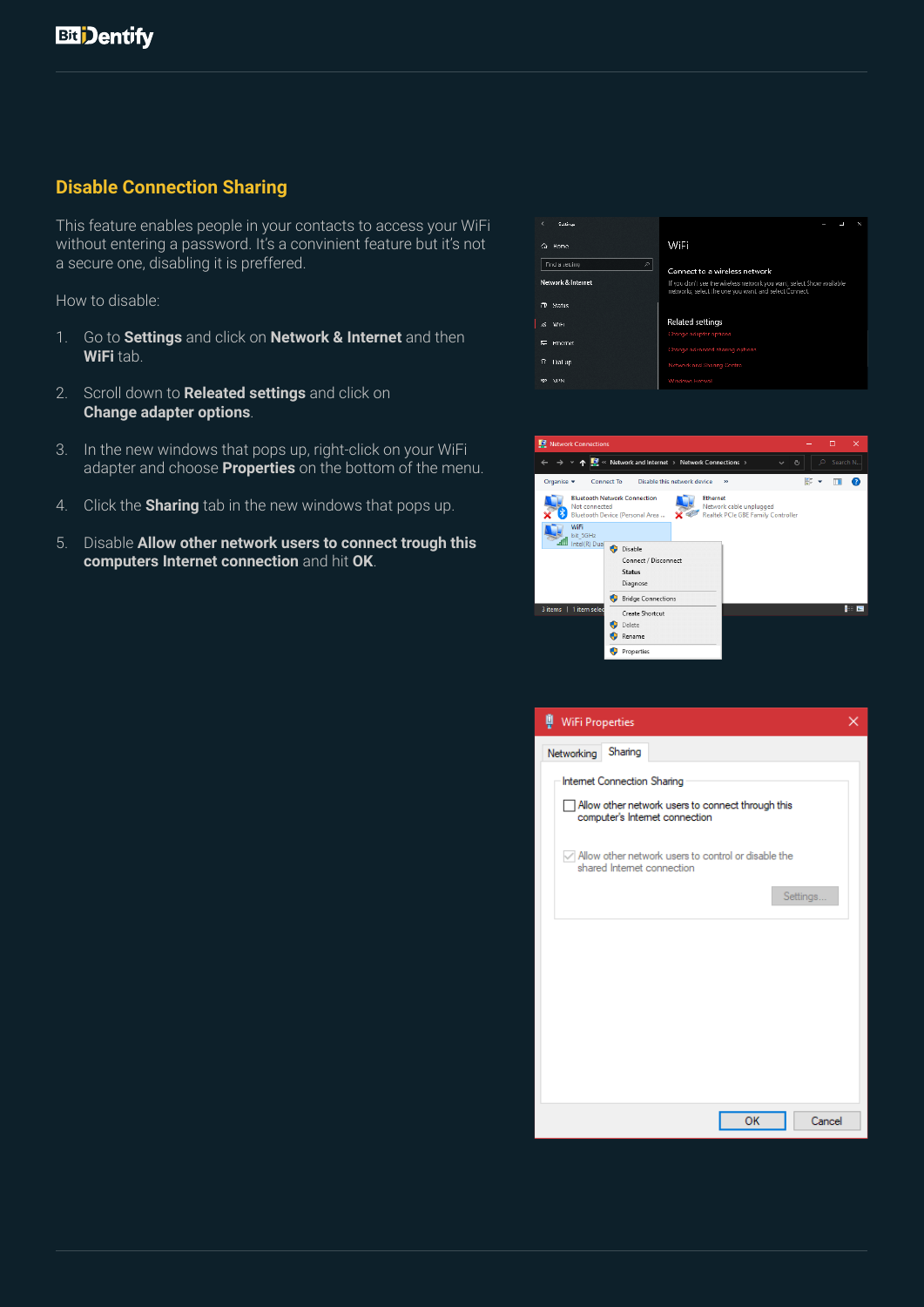## Disable Connection Sharing

This feature enables people in your contacts to access your WiFi without entering a password. It's a convinient feature but it's not a secure one, disabling it is preffered.

How to disable:

1. Go to **Settings** and click on **Network & Internet** and then **WiFi** tab.
2. Scroll down to **Releated settings** and click on **Change adapter options**.
3. In the new windows that pops up, right-click on your WiFi adapter and choose **Properties** on the bottom of the menu.
4. Click the **Sharing** tab in the new windows that pops up.
5. Disable **Allow other network users to connect trough this computers Internet connection** and hit **OK**.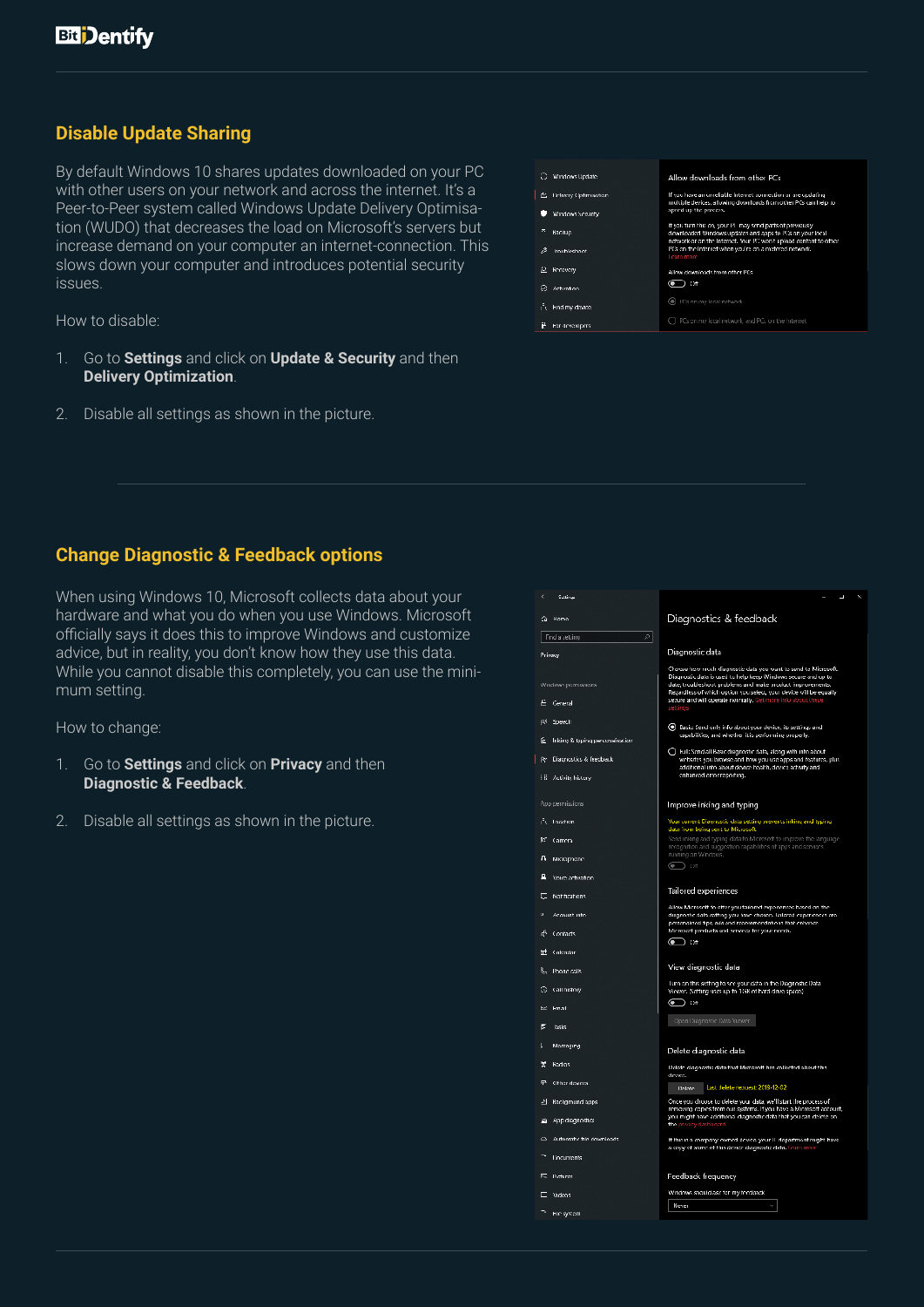## Disable Update Sharing

By default Windows 10 shares updates downloaded on your PC with other users on your network and across the internet. It's a Peer-to-Peer system called Windows Update Delivery Optimisation (WUDO) that decreases the load on Microsoft's servers but increase demand on your computer an internet-connection. This slows down your computer and introduces potential security issues.

How to disable:

1. Go to **Settings** and click on **Update & Security** and then **Delivery Optimization**.
2. Disable all settings as shown in the picture.

## Change Diagnostic & Feedback options

When using Windows 10, Microsoft collects data about your hardware and what you do when you use Windows. Microsoft officially says it does this to improve Windows and customize advice, but in reality, you don't know how they use this data. While you cannot disable this completely, you can use the minimum setting.

How to change:

1. Go to **Settings** and click on **Privacy** and then **Diagnostic & Feedback**.
2. Disable all settings as shown in the picture.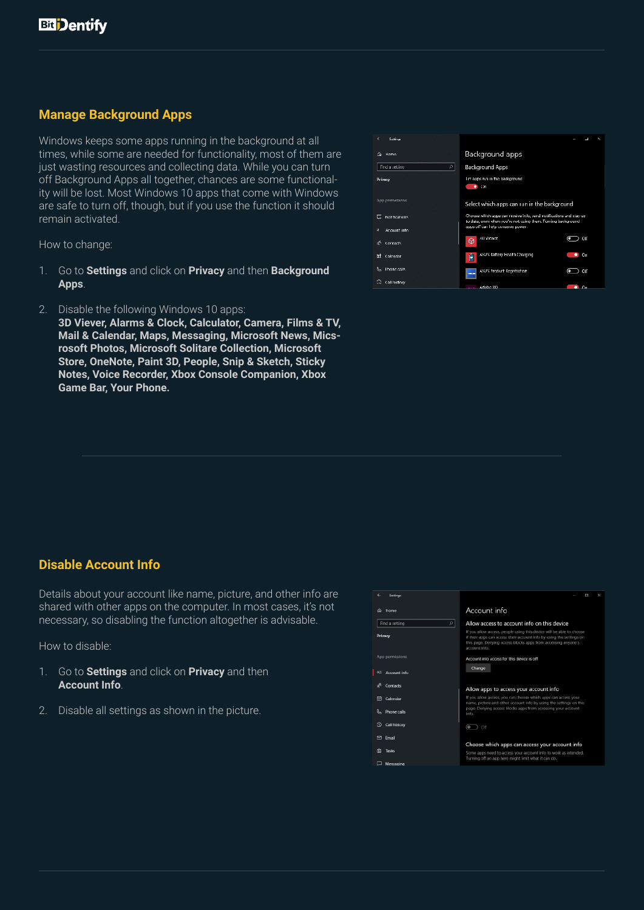## Manage Background Apps

Windows keeps some apps running in the background at all times, while some are needed for functionality, most of them are just wasting resources and collecting data. While you can turn off Background Apps all together, chances are some functionality will be lost. Most Windows 10 apps that come with Windows are safe to turn off, though, but if you use the function it should remain activated.

How to change:

1. Go to **Settings** and click on **Privacy** and then **Background Apps**.
2. Disable the following Windows 10 apps:
   **3D Viever, Alarms & Clock, Calculator, Camera, Films & TV, Mail & Calendar, Maps, Messaging, Microsoft News, Micsrosoft Photos, Microsoft Solitare Collection, Microsoft Store, OneNote, Paint 3D, People, Snip & Sketch, Sticky Notes, Voice Recorder, Xbox Console Companion, Xbox Game Bar, Your Phone.**

## Disable Account Info

Details about your account like name, picture, and other info are shared with other apps on the computer. In most cases, it's not necessary, so disabling the function altogether is advisable.

How to disable:

1. Go to **Settings** and click on **Privacy** and then **Account Info**.
2. Disable all settings as shown in the picture.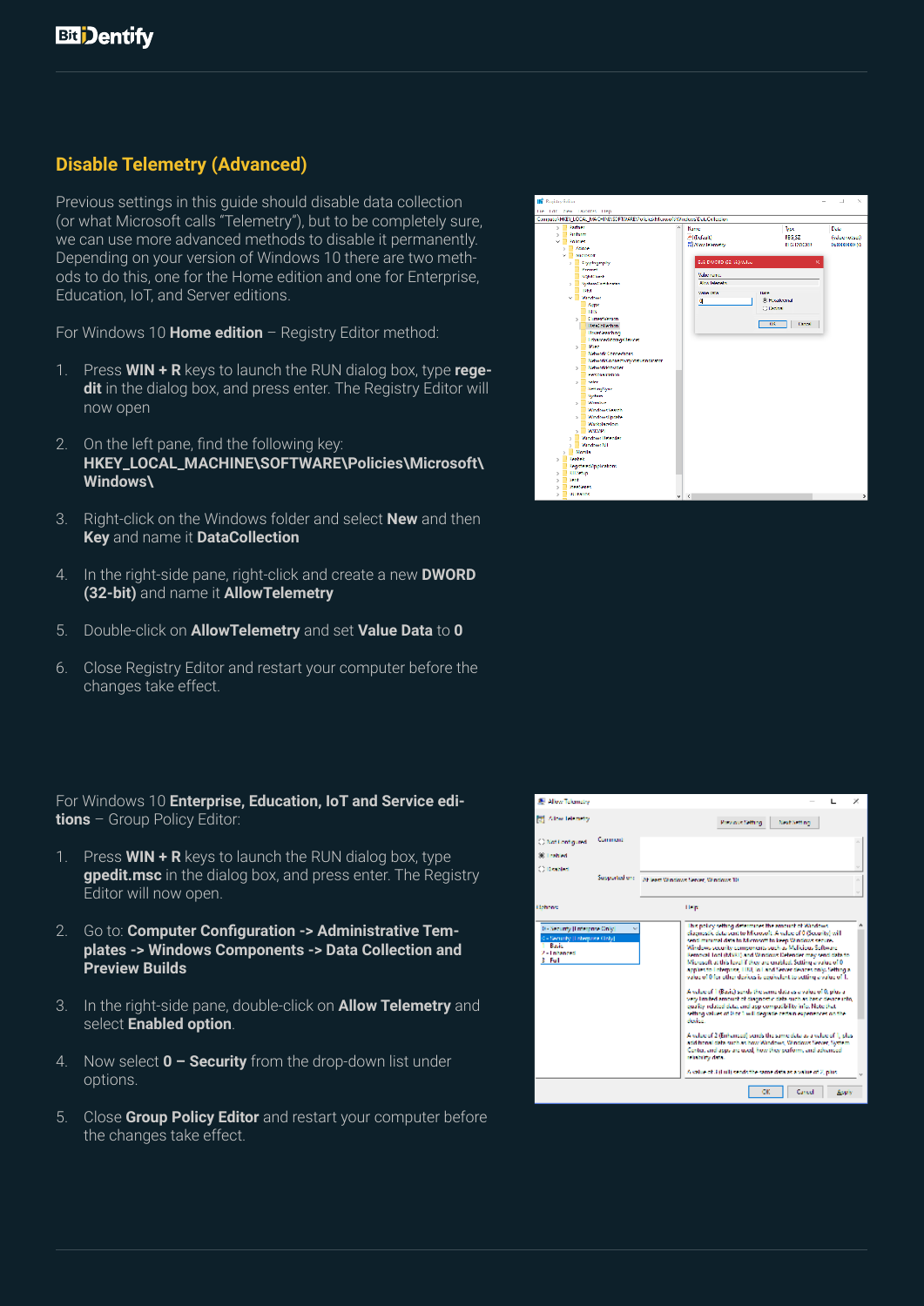## Disable Telemetry (Advanced)

Previous settings in this guide should disable data collection (or what Microsoft calls "Telemetry"), but to be completely sure, we can use more advanced methods to disable it permanently. Depending on your version of Windows 10 there are two methods to do this, one for the Home edition and one for Enterprise, Education, IoT, and Server editions.

For Windows 10 **Home edition** – Registry Editor method:

1. Press **WIN + R** keys to launch the RUN dialog box, type **regedit** in the dialog box, and press enter. The Registry Editor will now open
2. On the left pane, find the following key: **HKEY_LOCAL_MACHINE\SOFTWARE\Policies\Microsoft\Windows\**
3. Right-click on the Windows folder and select **New** and then **Key** and name it **DataCollection**
4. In the right-side pane, right-click and create a new **DWORD (32-bit)** and name it **AllowTelemetry**
5. Double-click on **AllowTelemetry** and set **Value Data** to **0**
6. Close Registry Editor and restart your computer before the changes take effect.

For Windows 10 **Enterprise, Education, IoT and Service editions** – Group Policy Editor:

1. Press **WIN + R** keys to launch the RUN dialog box, type **gpedit.msc** in the dialog box, and press enter. The Registry Editor will now open.
2. Go to: **Computer Configuration -> Administrative Templates -> Windows Components -> Data Collection and Preview Builds**
3. In the right-side pane, double-click on **Allow Telemetry** and select **Enabled option**.
4. Now select **0 – Security** from the drop-down list under options.
5. Close **Group Policy Editor** and restart your computer before the changes take effect.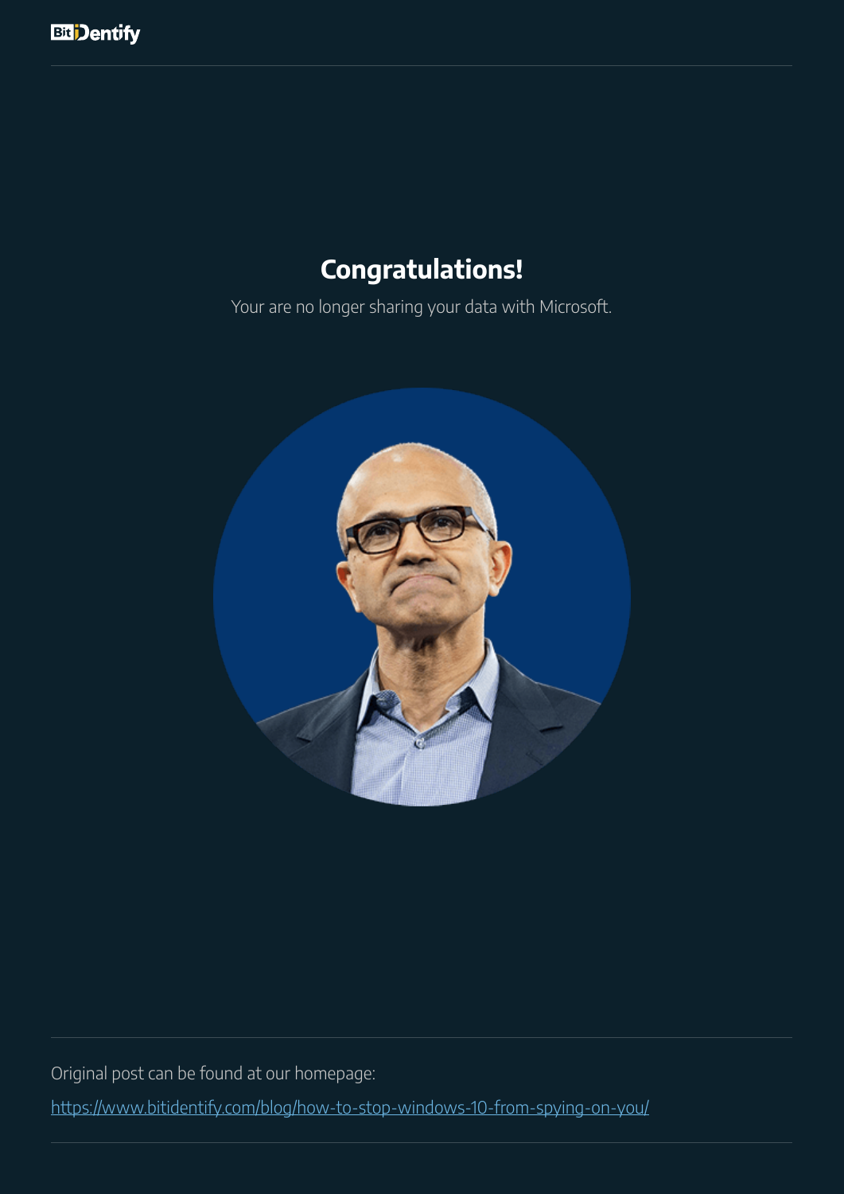# Congratulations!

Your are no longer sharing your data with Microsoft.

Original post can be found at our homepage:

https://www.bitidentify.com/blog/how-to-stop-windows-10-from-spying-on-you/